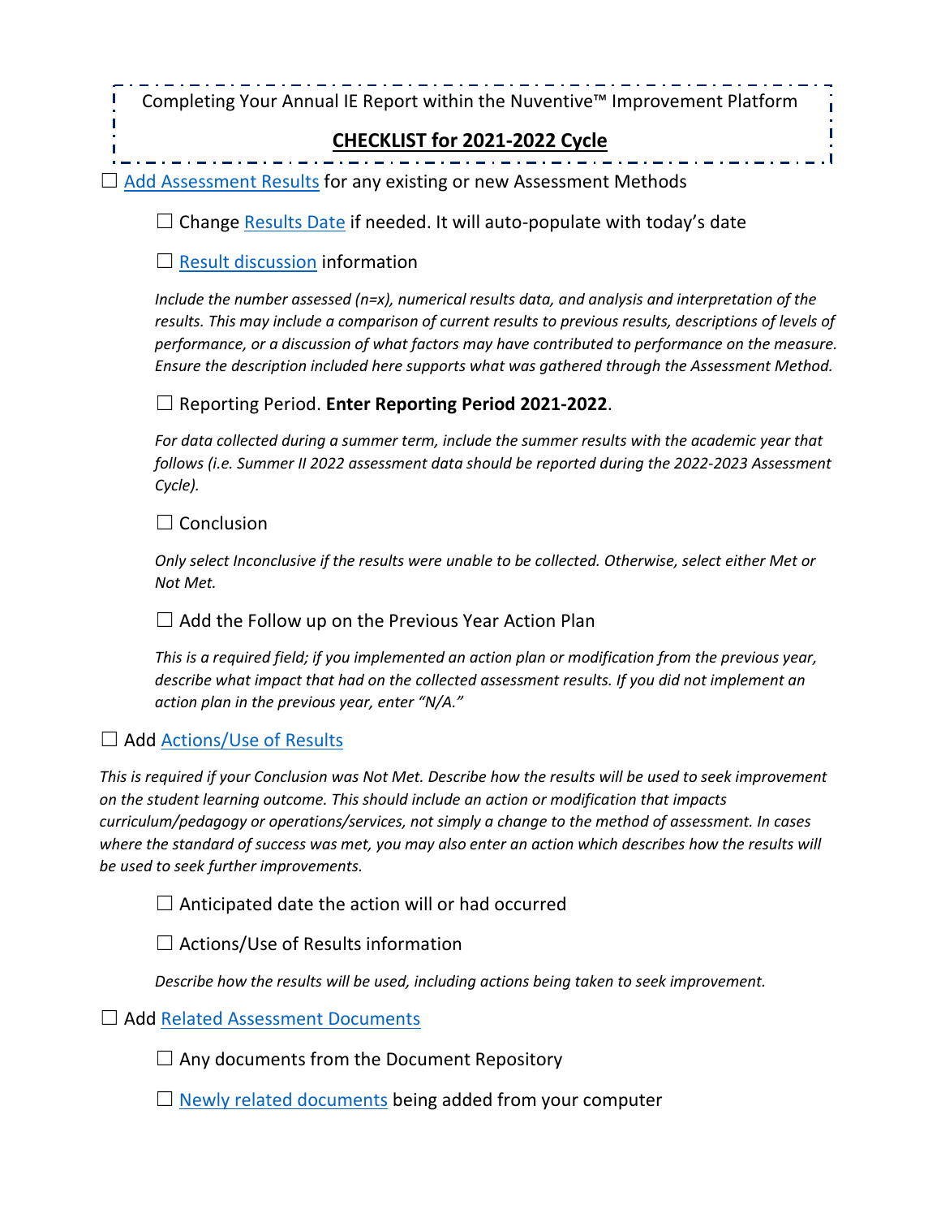Completing Your Annual IE Report within the Nuventive™ Improvement Platform

## CHECKLIST for 2021-2022 Cycle

☐ Add Assessment Results for any existing or new Assessment Methods

- ☐ Change Results Date if needed. It will auto-populate with today's date

- ☐ Result discussion information

  *Include the number assessed (n=x), numerical results data, and analysis and interpretation of the results. This may include a comparison of current results to previous results, descriptions of levels of performance, or a discussion of what factors may have contributed to performance on the measure. Ensure the description included here supports what was gathered through the Assessment Method.*

- ☐ Reporting Period. **Enter Reporting Period 2021-2022**.

  *For data collected during a summer term, include the summer results with the academic year that follows (i.e. Summer II 2022 assessment data should be reported during the 2022-2023 Assessment Cycle).*

- ☐ Conclusion

  *Only select Inconclusive if the results were unable to be collected. Otherwise, select either Met or Not Met.*

- ☐ Add the Follow up on the Previous Year Action Plan

  *This is a required field; if you implemented an action plan or modification from the previous year, describe what impact that had on the collected assessment results. If you did not implement an action plan in the previous year, enter "N/A."*

☐ Add Actions/Use of Results

*This is required if your Conclusion was Not Met. Describe how the results will be used to seek improvement on the student learning outcome. This should include an action or modification that impacts curriculum/pedagogy or operations/services, not simply a change to the method of assessment. In cases where the standard of success was met, you may also enter an action which describes how the results will be used to seek further improvements.*

- ☐ Anticipated date the action will or had occurred

- ☐ Actions/Use of Results information

  *Describe how the results will be used, including actions being taken to seek improvement.*

☐ Add Related Assessment Documents

- ☐ Any documents from the Document Repository

- ☐ Newly related documents being added from your computer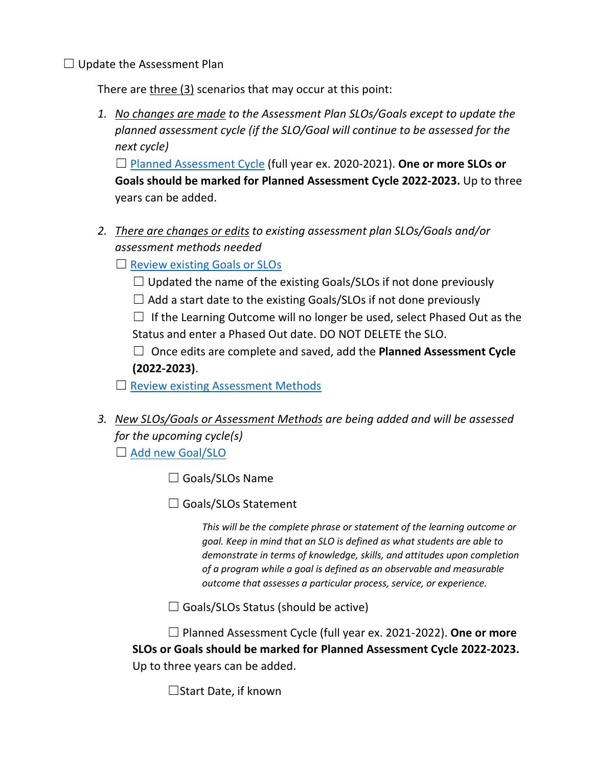☐ Update the Assessment Plan

There are three (3) scenarios that may occur at this point:

1. *No changes are made to the Assessment Plan SLOs/Goals except to update the planned assessment cycle (if the SLO/Goal will continue to be assessed for the next cycle)*

   ☐ Planned Assessment Cycle (full year ex. 2020-2021). **One or more SLOs or Goals should be marked for Planned Assessment Cycle 2022-2023.** Up to three years can be added.

2. *There are changes or edits to existing assessment plan SLOs/Goals and/or assessment methods needed*

   ☐ Review existing Goals or SLOs

   ☐ Updated the name of the existing Goals/SLOs if not done previously

   ☐ Add a start date to the existing Goals/SLOs if not done previously

   ☐ If the Learning Outcome will no longer be used, select Phased Out as the Status and enter a Phased Out date. DO NOT DELETE the SLO.

   ☐ Once edits are complete and saved, add the **Planned Assessment Cycle (2022-2023)**.

   ☐ Review existing Assessment Methods

3. *New SLOs/Goals or Assessment Methods are being added and will be assessed for the upcoming cycle(s)*

   ☐ Add new Goal/SLO

   ☐ Goals/SLOs Name

   ☐ Goals/SLOs Statement

   *This will be the complete phrase or statement of the learning outcome or goal. Keep in mind that an SLO is defined as what students are able to demonstrate in terms of knowledge, skills, and attitudes upon completion of a program while a goal is defined as an observable and measurable outcome that assesses a particular process, service, or experience.*

   ☐ Goals/SLOs Status (should be active)

   ☐ Planned Assessment Cycle (full year ex. 2021-2022). **One or more SLOs or Goals should be marked for Planned Assessment Cycle 2022-2023.** Up to three years can be added.

   ☐Start Date, if known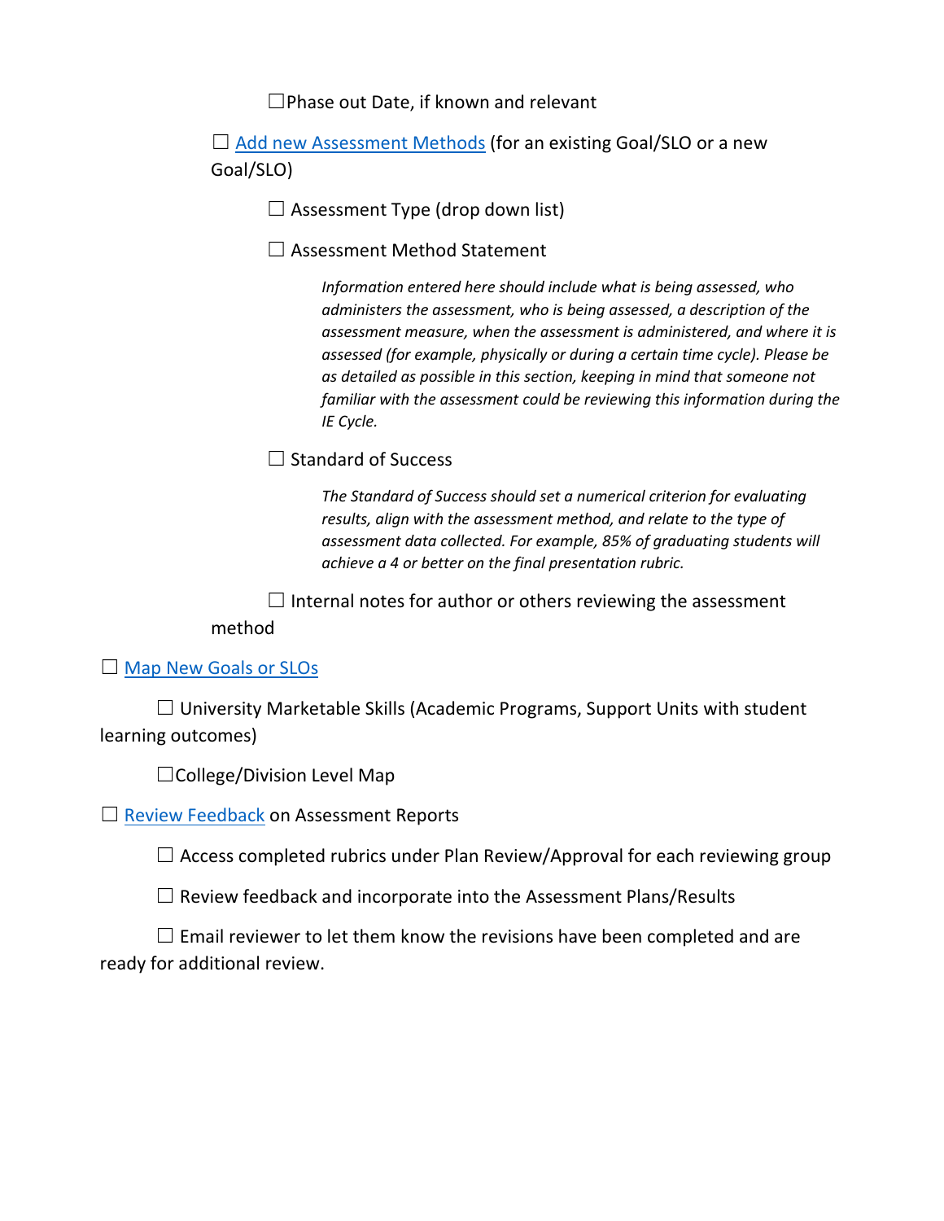- ☐Phase out Date, if known and relevant

☐ Add new Assessment Methods (for an existing Goal/SLO or a new Goal/SLO)

- ☐ Assessment Type (drop down list)
- ☐ Assessment Method Statement

  *Information entered here should include what is being assessed, who administers the assessment, who is being assessed, a description of the assessment measure, when the assessment is administered, and where it is assessed (for example, physically or during a certain time cycle). Please be as detailed as possible in this section, keeping in mind that someone not familiar with the assessment could be reviewing this information during the IE Cycle.*

- ☐ Standard of Success

  *The Standard of Success should set a numerical criterion for evaluating results, align with the assessment method, and relate to the type of assessment data collected. For example, 85% of graduating students will achieve a 4 or better on the final presentation rubric.*

- ☐ Internal notes for author or others reviewing the assessment method

☐ Map New Goals or SLOs

- ☐ University Marketable Skills (Academic Programs, Support Units with student learning outcomes)
- ☐College/Division Level Map

☐ Review Feedback on Assessment Reports

- ☐ Access completed rubrics under Plan Review/Approval for each reviewing group
- ☐ Review feedback and incorporate into the Assessment Plans/Results
- ☐ Email reviewer to let them know the revisions have been completed and are ready for additional review.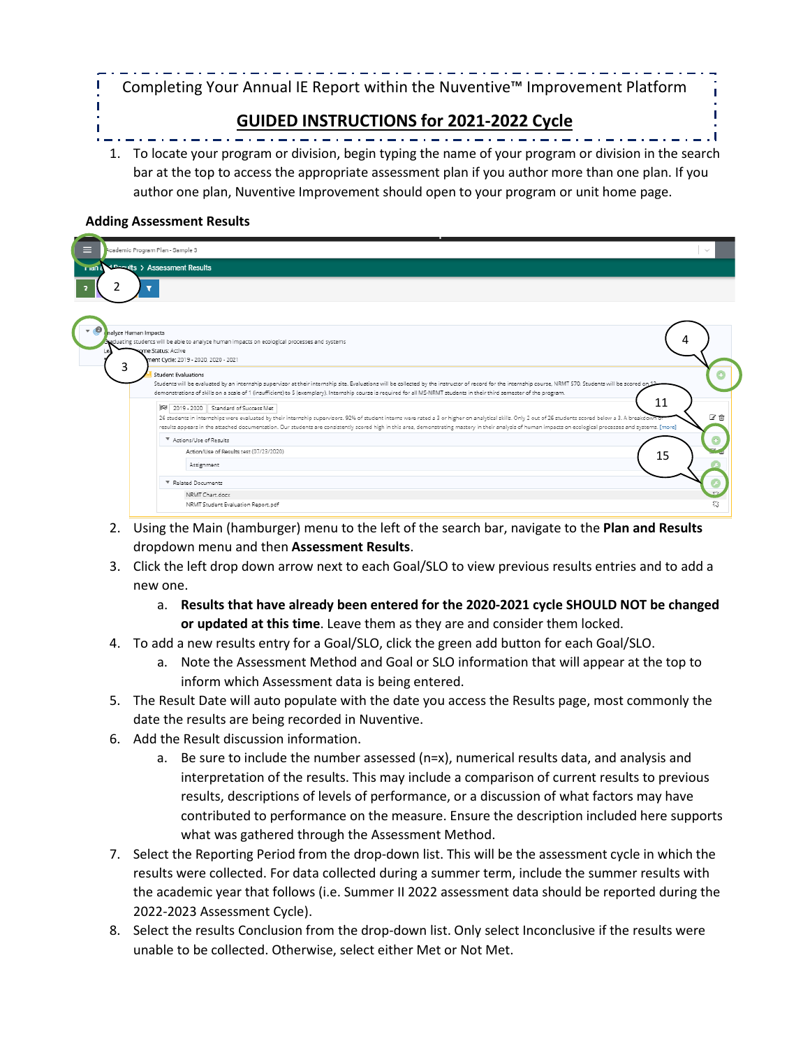Completing Your Annual IE Report within the Nuventive™ Improvement Platform

**GUIDED INSTRUCTIONS for 2021-2022 Cycle**

1. To locate your program or division, begin typing the name of your program or division in the search bar at the top to access the appropriate assessment plan if you author more than one plan. If you author one plan, Nuventive Improvement should open to your program or unit home page.

**Adding Assessment Results**

2. Using the Main (hamburger) menu to the left of the search bar, navigate to the **Plan and Results** dropdown menu and then **Assessment Results**.
3. Click the left drop down arrow next to each Goal/SLO to view previous results entries and to add a new one.
   a. **Results that have already been entered for the 2020-2021 cycle SHOULD NOT be changed or updated at this time**. Leave them as they are and consider them locked.
4. To add a new results entry for a Goal/SLO, click the green add button for each Goal/SLO.
   a. Note the Assessment Method and Goal or SLO information that will appear at the top to inform which Assessment data is being entered.
5. The Result Date will auto populate with the date you access the Results page, most commonly the date the results are being recorded in Nuventive.
6. Add the Result discussion information.
   a. Be sure to include the number assessed (n=x), numerical results data, and analysis and interpretation of the results. This may include a comparison of current results to previous results, descriptions of levels of performance, or a discussion of what factors may have contributed to performance on the measure. Ensure the description included here supports what was gathered through the Assessment Method.
7. Select the Reporting Period from the drop-down list. This will be the assessment cycle in which the results were collected. For data collected during a summer term, include the summer results with the academic year that follows (i.e. Summer II 2022 assessment data should be reported during the 2022-2023 Assessment Cycle).
8. Select the results Conclusion from the drop-down list. Only select Inconclusive if the results were unable to be collected. Otherwise, select either Met or Not Met.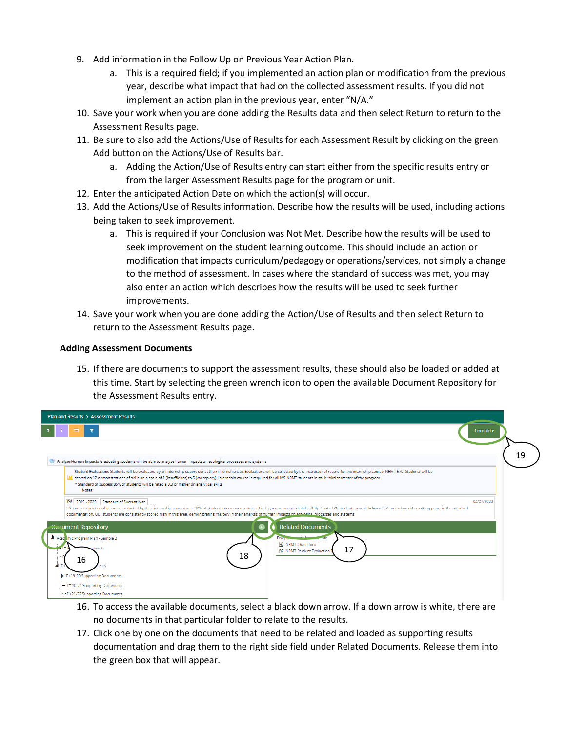9. Add information in the Follow Up on Previous Year Action Plan.
    a. This is a required field; if you implemented an action plan or modification from the previous year, describe what impact that had on the collected assessment results. If you did not implement an action plan in the previous year, enter "N/A."
10. Save your work when you are done adding the Results data and then select Return to return to the Assessment Results page.
11. Be sure to also add the Actions/Use of Results for each Assessment Result by clicking on the green Add button on the Actions/Use of Results bar.
    a. Adding the Action/Use of Results entry can start either from the specific results entry or from the larger Assessment Results page for the program or unit.
12. Enter the anticipated Action Date on which the action(s) will occur.
13. Add the Actions/Use of Results information. Describe how the results will be used, including actions being taken to seek improvement.
    a. This is required if your Conclusion was Not Met. Describe how the results will be used to seek improvement on the student learning outcome. This should include an action or modification that impacts curriculum/pedagogy or operations/services, not simply a change to the method of assessment. In cases where the standard of success was met, you may also enter an action which describes how the results will be used to seek further improvements.
14. Save your work when you are done adding the Action/Use of Results and then select Return to return to the Assessment Results page.

**Adding Assessment Documents**

15. If there are documents to support the assessment results, these should also be loaded or added at this time. Start by selecting the green wrench icon to open the available Document Repository for the Assessment Results entry.

16. To access the available documents, select a black down arrow. If a down arrow is white, there are no documents in that particular folder to relate to the results.
17. Click one by one on the documents that need to be related and loaded as supporting results documentation and drag them to the right side field under Related Documents. Release them into the green box that will appear.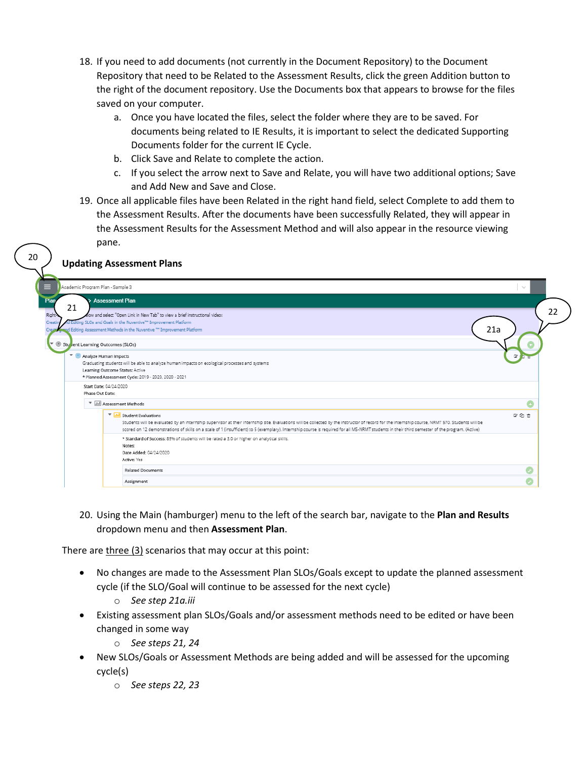18. If you need to add documents (not currently in the Document Repository) to the Document Repository that need to be Related to the Assessment Results, click the green Addition button to the right of the document repository. Use the Documents box that appears to browse for the files saved on your computer.
    a. Once you have located the files, select the folder where they are to be saved. For documents being related to IE Results, it is important to select the dedicated Supporting Documents folder for the current IE Cycle.
    b. Click Save and Relate to complete the action.
    c. If you select the arrow next to Save and Relate, you will have two additional options; Save and Add New and Save and Close.
19. Once all applicable files have been Related in the right hand field, select Complete to add them to the Assessment Results. After the documents have been successfully Related, they will appear in the Assessment Results for the Assessment Method and will also appear in the resource viewing pane.

### Updating Assessment Plans

20. Using the Main (hamburger) menu to the left of the search bar, navigate to the **Plan and Results** dropdown menu and then **Assessment Plan**.

There are three (3) scenarios that may occur at this point:

- No changes are made to the Assessment Plan SLOs/Goals except to update the planned assessment cycle (if the SLO/Goal will continue to be assessed for the next cycle)
  - *See step 21a.iii*
- Existing assessment plan SLOs/Goals and/or assessment methods need to be edited or have been changed in some way
  - *See steps 21, 24*
- New SLOs/Goals or Assessment Methods are being added and will be assessed for the upcoming cycle(s)
  - *See steps 22, 23*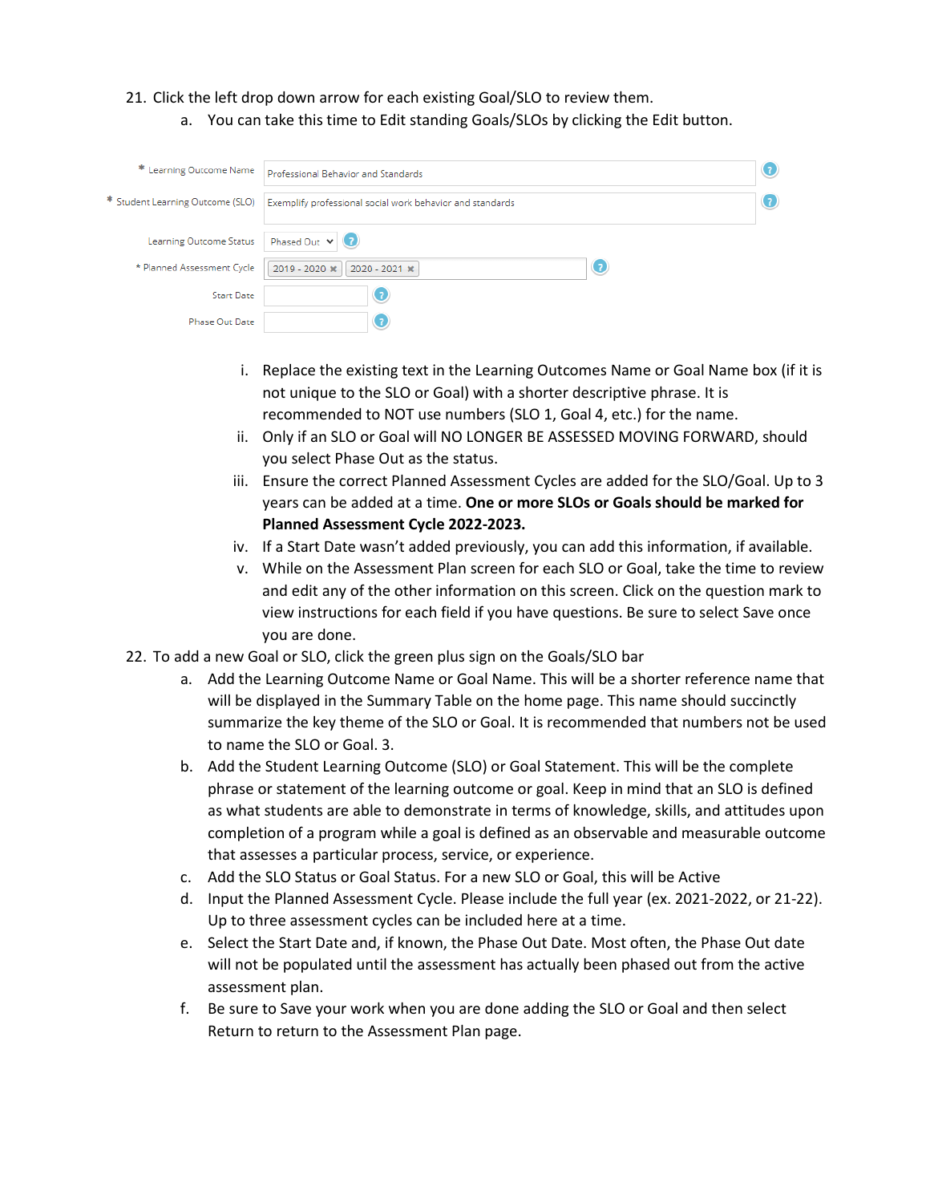21. Click the left drop down arrow for each existing Goal/SLO to review them.
    a. You can take this time to Edit standing Goals/SLOs by clicking the Edit button.

| Field | Value |
|---|---|
| * Learning Outcome Name | Professional Behavior and Standards |
| * Student Learning Outcome (SLO) | Exemplify professional social work behavior and standards |
| Learning Outcome Status | Phased Out |
| * Planned Assessment Cycle | 2019 - 2020, 2020 - 2021 |
| Start Date | |
| Phase Out Date | |

    i. Replace the existing text in the Learning Outcomes Name or Goal Name box (if it is not unique to the SLO or Goal) with a shorter descriptive phrase. It is recommended to NOT use numbers (SLO 1, Goal 4, etc.) for the name.
    ii. Only if an SLO or Goal will NO LONGER BE ASSESSED MOVING FORWARD, should you select Phase Out as the status.
    iii. Ensure the correct Planned Assessment Cycles are added for the SLO/Goal. Up to 3 years can be added at a time. **One or more SLOs or Goals should be marked for Planned Assessment Cycle 2022-2023.**
    iv. If a Start Date wasn't added previously, you can add this information, if available.
    v. While on the Assessment Plan screen for each SLO or Goal, take the time to review and edit any of the other information on this screen. Click on the question mark to view instructions for each field if you have questions. Be sure to select Save once you are done.

22. To add a new Goal or SLO, click the green plus sign on the Goals/SLO bar
    a. Add the Learning Outcome Name or Goal Name. This will be a shorter reference name that will be displayed in the Summary Table on the home page. This name should succinctly summarize the key theme of the SLO or Goal. It is recommended that numbers not be used to name the SLO or Goal. 3.
    b. Add the Student Learning Outcome (SLO) or Goal Statement. This will be the complete phrase or statement of the learning outcome or goal. Keep in mind that an SLO is defined as what students are able to demonstrate in terms of knowledge, skills, and attitudes upon completion of a program while a goal is defined as an observable and measurable outcome that assesses a particular process, service, or experience.
    c. Add the SLO Status or Goal Status. For a new SLO or Goal, this will be Active
    d. Input the Planned Assessment Cycle. Please include the full year (ex. 2021-2022, or 21-22). Up to three assessment cycles can be included here at a time.
    e. Select the Start Date and, if known, the Phase Out Date. Most often, the Phase Out date will not be populated until the assessment has actually been phased out from the active assessment plan.
    f. Be sure to Save your work when you are done adding the SLO or Goal and then select Return to return to the Assessment Plan page.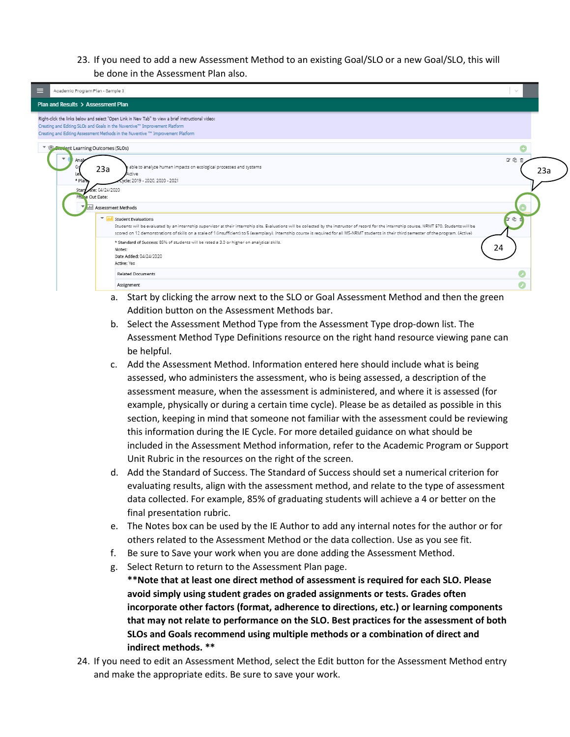23. If you need to add a new Assessment Method to an existing Goal/SLO or a new Goal/SLO, this will be done in the Assessment Plan also.

    a. Start by clicking the arrow next to the SLO or Goal Assessment Method and then the green Addition button on the Assessment Methods bar.
    b. Select the Assessment Method Type from the Assessment Type drop-down list. The Assessment Method Type Definitions resource on the right hand resource viewing pane can be helpful.
    c. Add the Assessment Method. Information entered here should include what is being assessed, who administers the assessment, who is being assessed, a description of the assessment measure, when the assessment is administered, and where it is assessed (for example, physically or during a certain time cycle). Please be as detailed as possible in this section, keeping in mind that someone not familiar with the assessment could be reviewing this information during the IE Cycle. For more detailed guidance on what should be included in the Assessment Method information, refer to the Academic Program or Support Unit Rubric in the resources on the right of the screen.
    d. Add the Standard of Success. The Standard of Success should set a numerical criterion for evaluating results, align with the assessment method, and relate to the type of assessment data collected. For example, 85% of graduating students will achieve a 4 or better on the final presentation rubric.
    e. The Notes box can be used by the IE Author to add any internal notes for the author or for others related to the Assessment Method or the data collection. Use as you see fit.
    f. Be sure to Save your work when you are done adding the Assessment Method.
    g. Select Return to return to the Assessment Plan page.
    **Note that at least one direct method of assessment is required for each SLO. Please avoid simply using student grades on graded assignments or tests. Grades often incorporate other factors (format, adherence to directions, etc.) or learning components that may not relate to performance on the SLO. Best practices for the assessment of both SLOs and Goals recommend using multiple methods or a combination of direct and indirect methods. **

24. If you need to edit an Assessment Method, select the Edit button for the Assessment Method entry and make the appropriate edits. Be sure to save your work.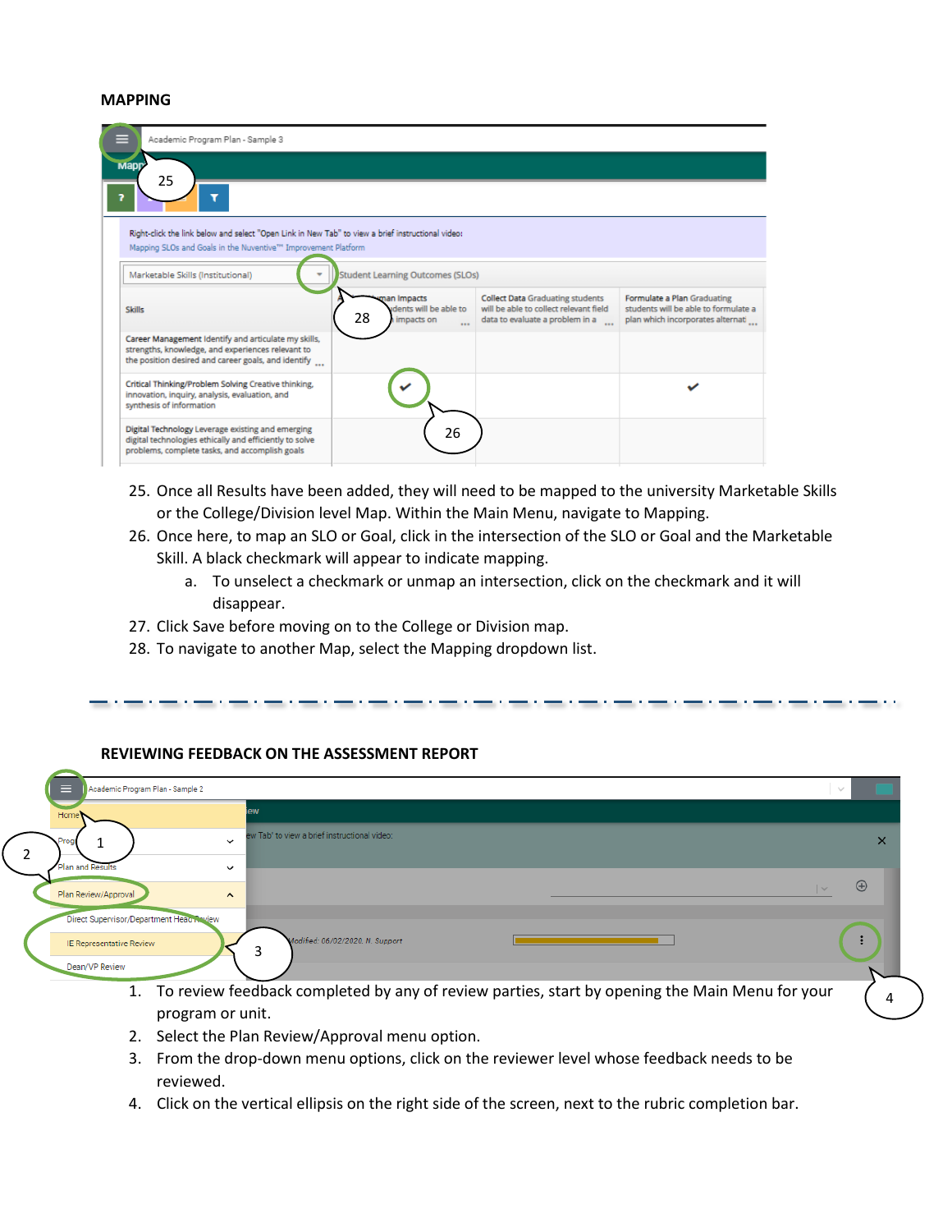## MAPPING

25. Once all Results have been added, they will need to be mapped to the university Marketable Skills or the College/Division level Map. Within the Main Menu, navigate to Mapping.
26. Once here, to map an SLO or Goal, click in the intersection of the SLO or Goal and the Marketable Skill. A black checkmark will appear to indicate mapping.
    a. To unselect a checkmark or unmap an intersection, click on the checkmark and it will disappear.
27. Click Save before moving on to the College or Division map.
28. To navigate to another Map, select the Mapping dropdown list.

## REVIEWING FEEDBACK ON THE ASSESSMENT REPORT

1. To review feedback completed by any of review parties, start by opening the Main Menu for your program or unit.
2. Select the Plan Review/Approval menu option.
3. From the drop-down menu options, click on the reviewer level whose feedback needs to be reviewed.
4. Click on the vertical ellipsis on the right side of the screen, next to the rubric completion bar.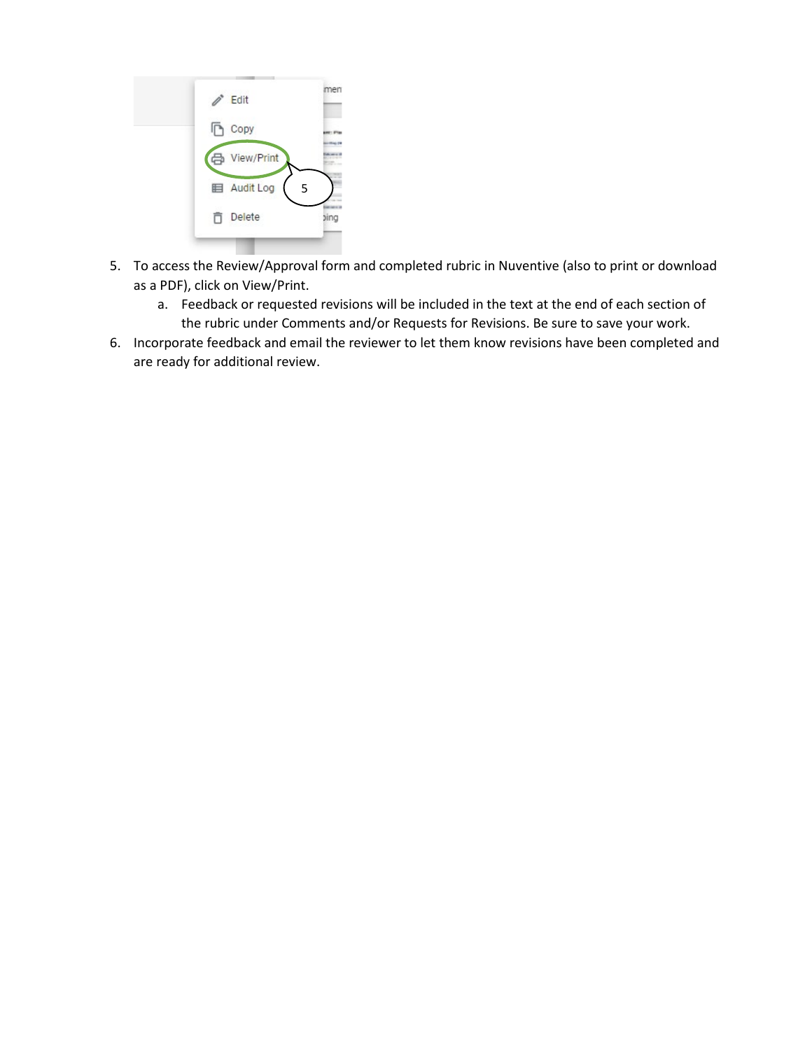5. To access the Review/Approval form and completed rubric in Nuventive (also to print or download as a PDF), click on View/Print.
    a. Feedback or requested revisions will be included in the text at the end of each section of the rubric under Comments and/or Requests for Revisions. Be sure to save your work.
6. Incorporate feedback and email the reviewer to let them know revisions have been completed and are ready for additional review.